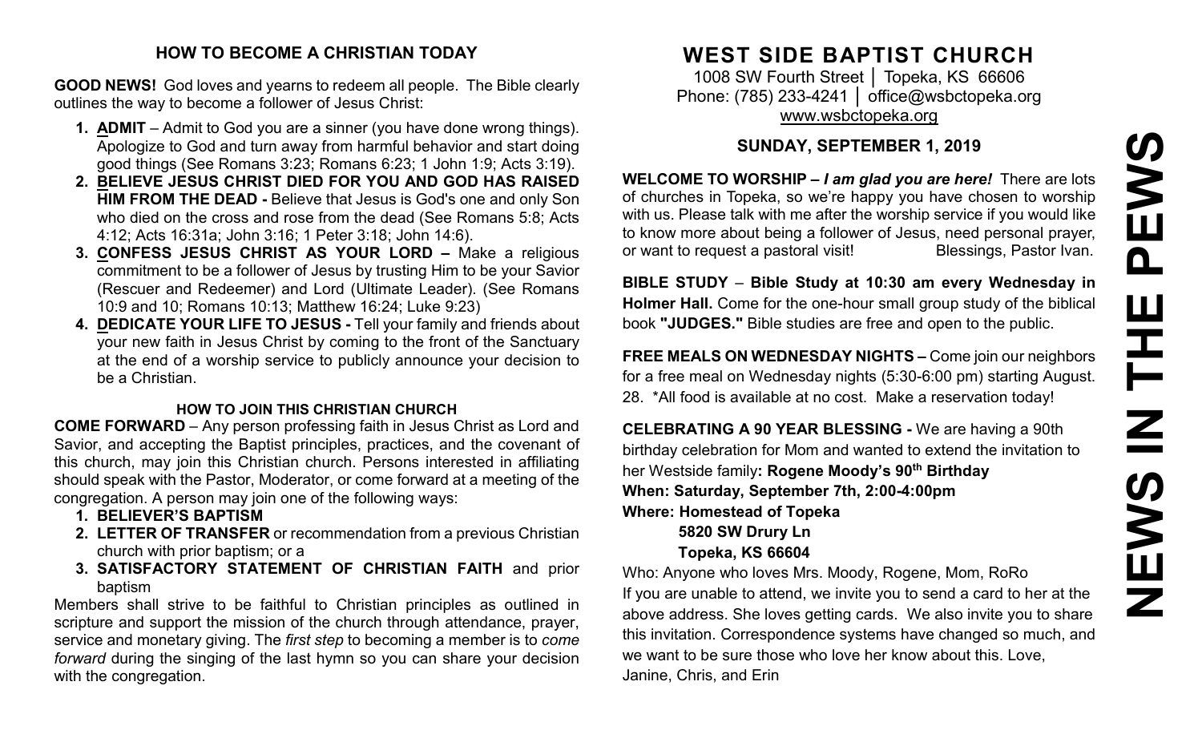## HOW TO BECOME A CHRISTIAN TODAY

**GOOD NEWS!** God loves and yearns to redeem all people. The Bible clearly outlines the way to become a follower of Jesus Christ:

1. **ADMIT** – Admit to God you are a sinner (you have done wrong things). Apologize to God and turn away from harmful behavior and start doing good things (See Romans 3:23; Romans 6:23; 1 John 1:9; Acts 3:19).
2. **BELIEVE JESUS CHRIST DIED FOR YOU AND GOD HAS RAISED HIM FROM THE DEAD -** Believe that Jesus is God's one and only Son who died on the cross and rose from the dead (See Romans 5:8; Acts 4:12; Acts 16:31a; John 3:16; 1 Peter 3:18; John 14:6).
3. **CONFESS JESUS CHRIST AS YOUR LORD –** Make a religious commitment to be a follower of Jesus by trusting Him to be your Savior (Rescuer and Redeemer) and Lord (Ultimate Leader). (See Romans 10:9 and 10; Romans 10:13; Matthew 16:24; Luke 9:23)
4. **DEDICATE YOUR LIFE TO JESUS -** Tell your family and friends about your new faith in Jesus Christ by coming to the front of the Sanctuary at the end of a worship service to publicly announce your decision to be a Christian.

### HOW TO JOIN THIS CHRISTIAN CHURCH

**COME FORWARD** – Any person professing faith in Jesus Christ as Lord and Savior, and accepting the Baptist principles, practices, and the covenant of this church, may join this Christian church. Persons interested in affiliating should speak with the Pastor, Moderator, or come forward at a meeting of the congregation. A person may join one of the following ways:

1. **BELIEVER'S BAPTISM**
2. **LETTER OF TRANSFER** or recommendation from a previous Christian church with prior baptism; or a
3. **SATISFACTORY STATEMENT OF CHRISTIAN FAITH** and prior baptism

Members shall strive to be faithful to Christian principles as outlined in scripture and support the mission of the church through attendance, prayer, service and monetary giving. The *first step* to becoming a member is to *come forward* during the singing of the last hymn so you can share your decision with the congregation.

# WEST SIDE BAPTIST CHURCH

1008 SW Fourth Street │ Topeka, KS 66606
Phone: (785) 233-4241 │ office@wsbctopeka.org
www.wsbctopeka.org

## SUNDAY, SEPTEMBER 1, 2019

**WELCOME TO WORSHIP –** ***I am glad you are here!*** There are lots of churches in Topeka, so we're happy you have chosen to worship with us. Please talk with me after the worship service if you would like to know more about being a follower of Jesus, need personal prayer, or want to request a pastoral visit! Blessings, Pastor Ivan.

**BIBLE STUDY** – **Bible Study at 10:30 am every Wednesday in Holmer Hall.** Come for the one-hour small group study of the biblical book **"JUDGES."** Bible studies are free and open to the public.

**FREE MEALS ON WEDNESDAY NIGHTS –** Come join our neighbors for a free meal on Wednesday nights (5:30-6:00 pm) starting August. 28. *All food is available at no cost. Make a reservation today!

**CELEBRATING A 90 YEAR BLESSING -** We are having a 90th birthday celebration for Mom and wanted to extend the invitation to her Westside family**: Rogene Moody's 90th Birthday**
**When: Saturday, September 7th, 2:00-4:00pm**
**Where: Homestead of Topeka**
**5820 SW Drury Ln**
**Topeka, KS 66604**
Who: Anyone who loves Mrs. Moody, Rogene, Mom, RoRo
If you are unable to attend, we invite you to send a card to her at the above address. She loves getting cards. We also invite you to share this invitation. Correspondence systems have changed so much, and we want to be sure those who love her know about this. Love, Janine, Chris, and Erin

# NEWS IN THE PEWS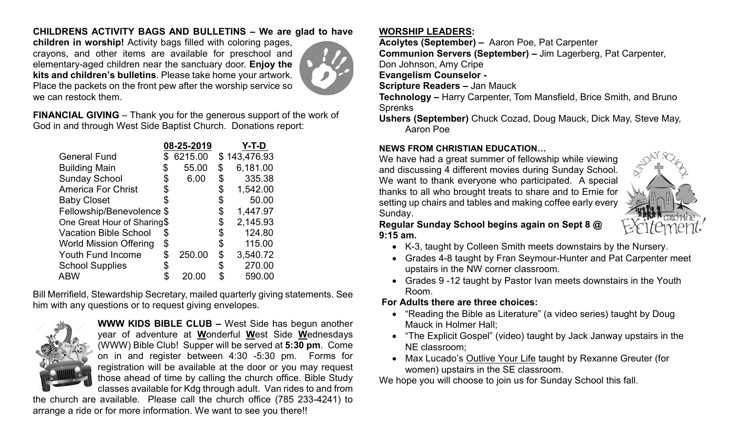**CHILDRENS ACTIVITY BAGS AND BULLETINS – We are glad to have children in worship!** Activity bags filled with coloring pages, crayons, and other items are available for preschool and elementary-aged children near the sanctuary door. **Enjoy the kits and children's bulletins**. Please take home your artwork. Place the packets on the front pew after the worship service so we can restock them.

**FINANCIAL GIVING** – Thank you for the generous support of the work of God in and through West Side Baptist Church. Donations report:

| | 08-25-2019 | Y-T-D |
|---|---|---|
| General Fund | $ 6215.00 | $ 143,476.93 |
| Building Main | $ 55.00 | $ 6,181.00 |
| Sunday School | $ 6.00 | $ 335.38 |
| America For Christ | $ | $ 1,542.00 |
| Baby Closet | $ | $ 50.00 |
| Fellowship/Benevolence | $ | $ 1,447.97 |
| One Great Hour of Sharing | $ | $ 2,145.93 |
| Vacation Bible School | $ | $ 124.80 |
| World Mission Offering | $ | $ 115.00 |
| Youth Fund Income | $ 250.00 | $ 3,540.72 |
| School Supplies | $ | $ 270.00 |
| ABW | $ 20.00 | $ 590.00 |

Bill Merrifield, Stewardship Secretary, mailed quarterly giving statements. See him with any questions or to request giving envelopes.

**WWW KIDS BIBLE CLUB –** West Side has begun another year of adventure at **W**onderful **W**est Side **W**ednesdays (WWW) Bible Club! Supper will be served at **5:30 pm**. Come on in and register between 4:30 -5:30 pm. Forms for registration will be available at the door or you may request those ahead of time by calling the church office. Bible Study classes available for Kdg through adult. Van rides to and from the church are available. Please call the church office (785 233-4241) to arrange a ride or for more information. We want to see you there!!

**WORSHIP LEADERS:**

**Acolytes (September) –** Aaron Poe, Pat Carpenter
**Communion Servers (September) –** Jim Lagerberg, Pat Carpenter, Don Johnson, Amy Cripe
**Evangelism Counselor -**
**Scripture Readers –** Jan Mauck
**Technology –** Harry Carpenter, Tom Mansfield, Brice Smith, and Bruno Sprenks
**Ushers (September)** Chuck Cozad, Doug Mauck, Dick May, Steve May, Aaron Poe

**NEWS FROM CHRISTIAN EDUCATION…**

We have had a great summer of fellowship while viewing and discussing 4 different movies during Sunday School. We want to thank everyone who participated. A special thanks to all who brought treats to share and to Ernie for setting up chairs and tables and making coffee early every Sunday.

**Regular Sunday School begins again on Sept 8 @ 9:15 am.**

- K-3, taught by Colleen Smith meets downstairs by the Nursery.
- Grades 4-8 taught by Fran Seymour-Hunter and Pat Carpenter meet upstairs in the NW corner classroom.
- Grades 9 -12 taught by Pastor Ivan meets downstairs in the Youth Room.

**For Adults there are three choices:**

- "Reading the Bible as Literature" (a video series) taught by Doug Mauck in Holmer Hall;
- "The Explicit Gospel" (video) taught by Jack Janway upstairs in the NE classroom;
- Max Lucado's Outlive Your Life taught by Rexanne Greuter (for women) upstairs in the SE classroom.

We hope you will choose to join us for Sunday School this fall.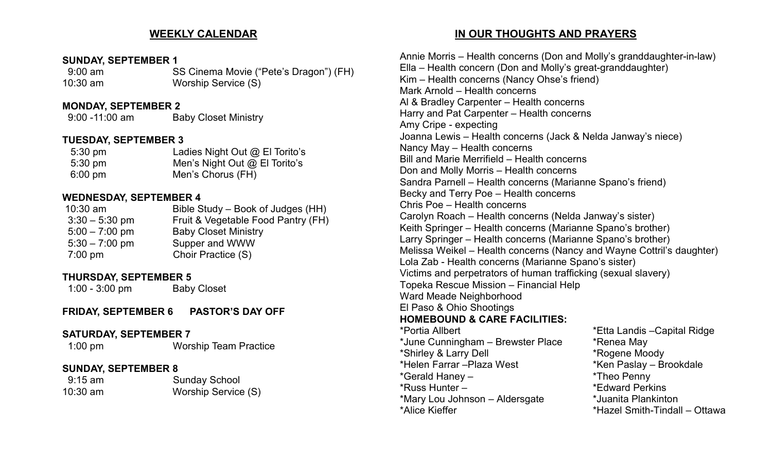## WEEKLY CALENDAR

**SUNDAY, SEPTEMBER 1**

| | |
|---|---|
| 9:00 am | SS Cinema Movie ("Pete's Dragon") (FH) |
| 10:30 am | Worship Service (S) |

**MONDAY, SEPTEMBER 2**

| | |
|---|---|
| 9:00 -11:00 am | Baby Closet Ministry |

**TUESDAY, SEPTEMBER 3**

| | |
|---|---|
| 5:30 pm | Ladies Night Out @ El Torito's |
| 5:30 pm | Men's Night Out @ El Torito's |
| 6:00 pm | Men's Chorus (FH) |

**WEDNESDAY, SEPTEMBER 4**

| | |
|---|---|
| 10:30 am | Bible Study – Book of Judges (HH) |
| 3:30 – 5:30 pm | Fruit & Vegetable Food Pantry (FH) |
| 5:00 – 7:00 pm | Baby Closet Ministry |
| 5:30 – 7:00 pm | Supper and WWW |
| 7:00 pm | Choir Practice (S) |

**THURSDAY, SEPTEMBER 5**

| | |
|---|---|
| 1:00 - 3:00 pm | Baby Closet |

**FRIDAY, SEPTEMBER 6 PASTOR'S DAY OFF**

**SATURDAY, SEPTEMBER 7**

| | |
|---|---|
| 1:00 pm | Worship Team Practice |

**SUNDAY, SEPTEMBER 8**

| | |
|---|---|
| 9:15 am | Sunday School |
| 10:30 am | Worship Service (S) |

## IN OUR THOUGHTS AND PRAYERS

Annie Morris – Health concerns (Don and Molly's granddaughter-in-law)
Ella – Health concern (Don and Molly's great-granddaughter)
Kim – Health concerns (Nancy Ohse's friend)
Mark Arnold – Health concerns
Al & Bradley Carpenter – Health concerns
Harry and Pat Carpenter – Health concerns
Amy Cripe - expecting
Joanna Lewis – Health concerns (Jack & Nelda Janway's niece)
Nancy May – Health concerns
Bill and Marie Merrifield – Health concerns
Don and Molly Morris – Health concerns
Sandra Parnell – Health concerns (Marianne Spano's friend)
Becky and Terry Poe – Health concerns
Chris Poe – Health concerns
Carolyn Roach – Health concerns (Nelda Janway's sister)
Keith Springer – Health concerns (Marianne Spano's brother)
Larry Springer – Health concerns (Marianne Spano's brother)
Melissa Weikel – Health concerns (Nancy and Wayne Cottril's daughter)
Lola Zab - Health concerns (Marianne Spano's sister)
Victims and perpetrators of human trafficking (sexual slavery)
Topeka Rescue Mission – Financial Help
Ward Meade Neighborhood
El Paso & Ohio Shootings

**HOMEBOUND & CARE FACILITIES:**

*Portia Allbert
*June Cunningham – Brewster Place
*Shirley & Larry Dell
*Helen Farrar –Plaza West
*Gerald Haney –
*Russ Hunter –
*Mary Lou Johnson – Aldersgate
*Alice Kieffer
*Etta Landis –Capital Ridge
*Renea May
*Rogene Moody
*Ken Paslay – Brookdale
*Theo Penny
*Edward Perkins
*Juanita Plankinton
*Hazel Smith-Tindall – Ottawa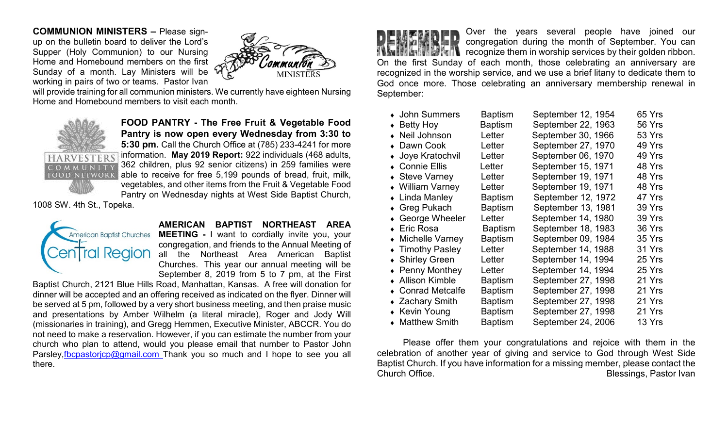**COMMUNION MINISTERS –** Please sign-up on the bulletin board to deliver the Lord's Supper (Holy Communion) to our Nursing Home and Homebound members on the first Sunday of a month. Lay Ministers will be working in pairs of two or teams. Pastor Ivan will provide training for all communion ministers. We currently have eighteen Nursing Home and Homebound members to visit each month.

**FOOD PANTRY - The Free Fruit & Vegetable Food Pantry is now open every Wednesday from 3:30 to 5:30 pm.** Call the Church Office at (785) 233-4241 for more information. **May 2019 Report:** 922 individuals (468 adults, 362 children, plus 92 senior citizens) in 259 families were able to receive for free 5,199 pounds of bread, fruit, milk, vegetables, and other items from the Fruit & Vegetable Food Pantry on Wednesday nights at West Side Baptist Church, 1008 SW. 4th St., Topeka.

**AMERICAN BAPTIST NORTHEAST AREA MEETING -** I want to cordially invite you, your congregation, and friends to the Annual Meeting of all the Northeast Area American Baptist Churches. This year our annual meeting will be September 8, 2019 from 5 to 7 pm, at the First Baptist Church, 2121 Blue Hills Road, Manhattan, Kansas. A free will donation for dinner will be accepted and an offering received as indicated on the flyer. Dinner will be served at 5 pm, followed by a very short business meeting, and then praise music and presentations by Amber Wilhelm (a literal miracle), Roger and Jody Will (missionaries in training), and Gregg Hemmen, Executive Minister, ABCCR. You do not need to make a reservation. However, if you can estimate the number from your church who plan to attend, would you please email that number to Pastor John Parsley, fbcpastorjcp@gmail.com Thank you so much and I hope to see you all there.

**REMEMBER** Over the years several people have joined our congregation during the month of September. You can recognize them in worship services by their golden ribbon. On the first Sunday of each month, those celebrating an anniversary are recognized in the worship service, and we use a brief litany to dedicate them to God once more. Those celebrating an anniversary membership renewal in September:

| | | | |
|---|---|---|---|
| John Summers | Baptism | September 12, 1954 | 65 Yrs |
| Betty Hoy | Baptism | September 22, 1963 | 56 Yrs |
| Neil Johnson | Letter | September 30, 1966 | 53 Yrs |
| Dawn Cook | Letter | September 27, 1970 | 49 Yrs |
| Joye Kratochvil | Letter | September 06, 1970 | 49 Yrs |
| Connie Ellis | Letter | September 15, 1971 | 48 Yrs |
| Steve Varney | Letter | September 19, 1971 | 48 Yrs |
| William Varney | Letter | September 19, 1971 | 48 Yrs |
| Linda Manley | Baptism | September 12, 1972 | 47 Yrs |
| Greg Pukach | Baptism | September 13, 1981 | 39 Yrs |
| George Wheeler | Letter | September 14, 1980 | 39 Yrs |
| Eric Rosa | Baptism | September 18, 1983 | 36 Yrs |
| Michelle Varney | Baptism | September 09, 1984 | 35 Yrs |
| Timothy Pasley | Letter | September 14, 1988 | 31 Yrs |
| Shirley Green | Letter | September 14, 1994 | 25 Yrs |
| Penny Monthey | Letter | September 14, 1994 | 25 Yrs |
| Allison Kimble | Baptism | September 27, 1998 | 21 Yrs |
| Conrad Metcalfe | Baptism | September 27, 1998 | 21 Yrs |
| Zachary Smith | Baptism | September 27, 1998 | 21 Yrs |
| Kevin Young | Baptism | September 27, 1998 | 21 Yrs |
| Matthew Smith | Baptism | September 24, 2006 | 13 Yrs |

Please offer them your congratulations and rejoice with them in the celebration of another year of giving and service to God through West Side Baptist Church. If you have information for a missing member, please contact the Church Office.

Blessings, Pastor Ivan